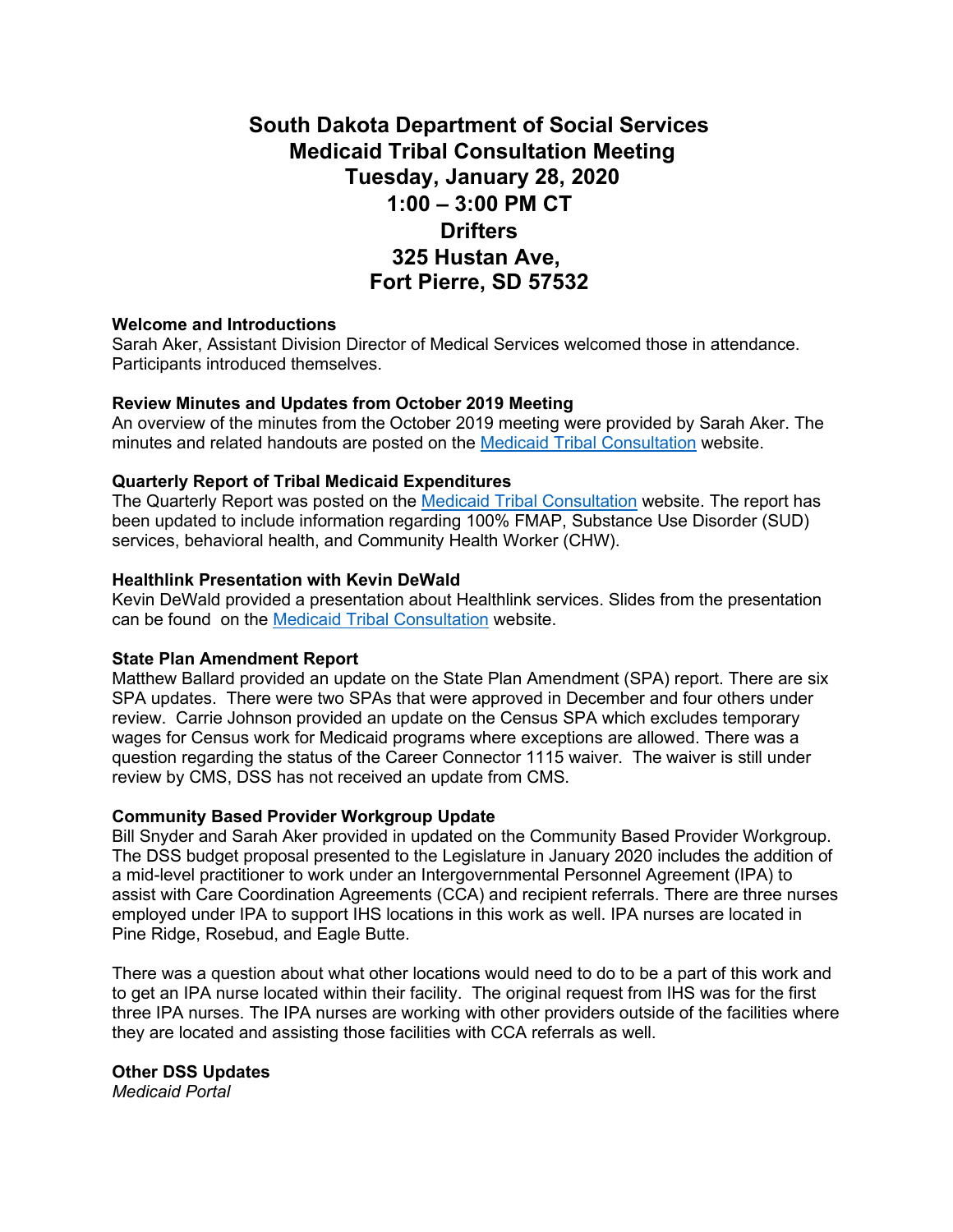# South Dakota Department of Social Services
# Medicaid Tribal Consultation Meeting
# Tuesday, January 28, 2020
# 1:00 – 3:00 PM CT
# Drifters
# 325 Hustan Ave,
# Fort Pierre, SD 57532

**Welcome and Introductions**

Sarah Aker, Assistant Division Director of Medical Services welcomed those in attendance. Participants introduced themselves.

**Review Minutes and Updates from October 2019 Meeting**

An overview of the minutes from the October 2019 meeting were provided by Sarah Aker. The minutes and related handouts are posted on the Medicaid Tribal Consultation website.

**Quarterly Report of Tribal Medicaid Expenditures**

The Quarterly Report was posted on the Medicaid Tribal Consultation website. The report has been updated to include information regarding 100% FMAP, Substance Use Disorder (SUD) services, behavioral health, and Community Health Worker (CHW).

**Healthlink Presentation with Kevin DeWald**

Kevin DeWald provided a presentation about Healthlink services. Slides from the presentation can be found on the Medicaid Tribal Consultation website.

**State Plan Amendment Report**

Matthew Ballard provided an update on the State Plan Amendment (SPA) report. There are six SPA updates. There were two SPAs that were approved in December and four others under review. Carrie Johnson provided an update on the Census SPA which excludes temporary wages for Census work for Medicaid programs where exceptions are allowed. There was a question regarding the status of the Career Connector 1115 waiver. The waiver is still under review by CMS, DSS has not received an update from CMS.

**Community Based Provider Workgroup Update**

Bill Snyder and Sarah Aker provided in updated on the Community Based Provider Workgroup. The DSS budget proposal presented to the Legislature in January 2020 includes the addition of a mid-level practitioner to work under an Intergovernmental Personnel Agreement (IPA) to assist with Care Coordination Agreements (CCA) and recipient referrals. There are three nurses employed under IPA to support IHS locations in this work as well. IPA nurses are located in Pine Ridge, Rosebud, and Eagle Butte.

There was a question about what other locations would need to do to be a part of this work and to get an IPA nurse located within their facility. The original request from IHS was for the first three IPA nurses. The IPA nurses are working with other providers outside of the facilities where they are located and assisting those facilities with CCA referrals as well.

**Other DSS Updates**

*Medicaid Portal*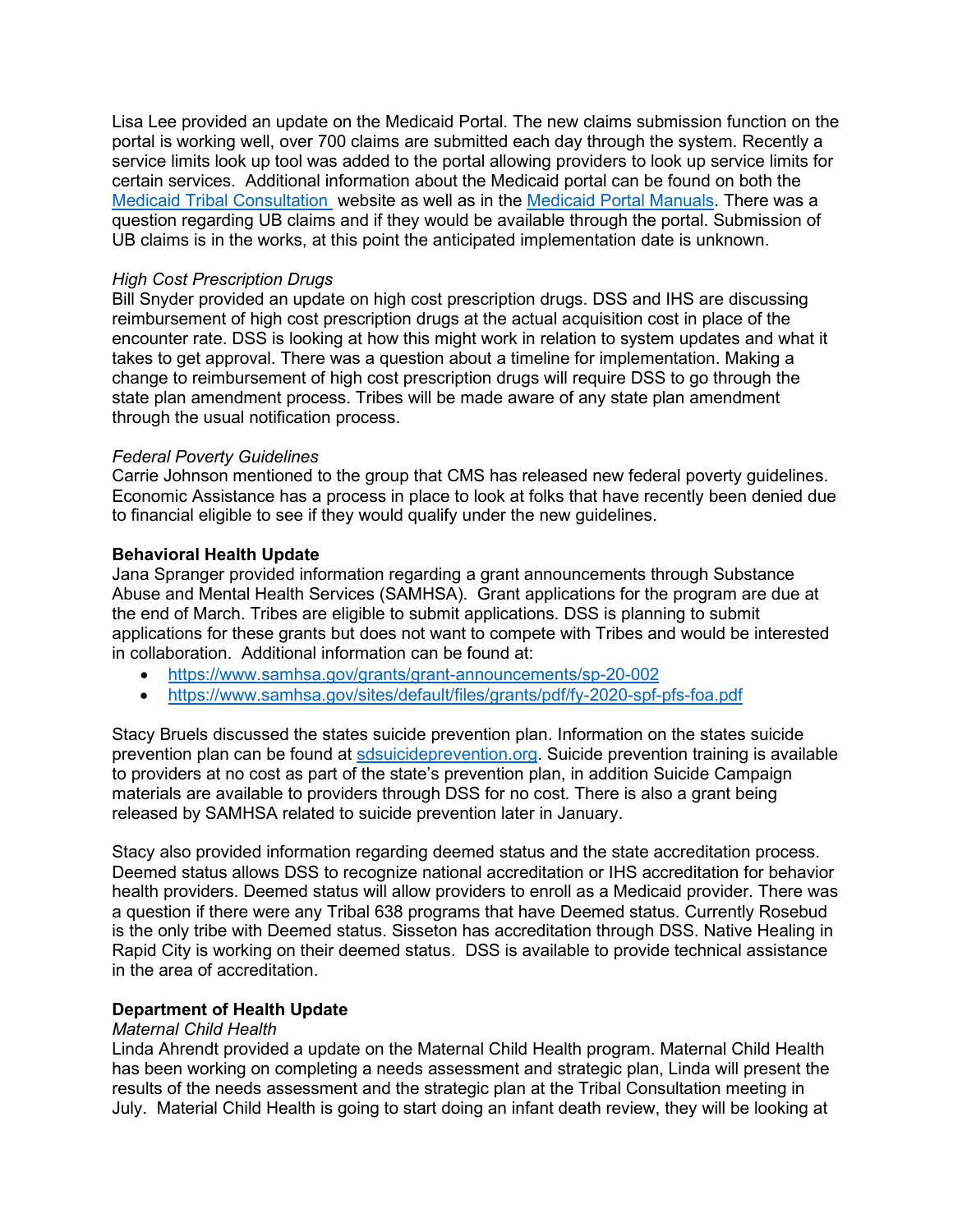Lisa Lee provided an update on the Medicaid Portal. The new claims submission function on the portal is working well, over 700 claims are submitted each day through the system. Recently a service limits look up tool was added to the portal allowing providers to look up service limits for certain services. Additional information about the Medicaid portal can be found on both the [Medicaid Tribal Consultation](#) website as well as in the [Medicaid Portal Manuals](#). There was a question regarding UB claims and if they would be available through the portal. Submission of UB claims is in the works, at this point the anticipated implementation date is unknown.

*High Cost Prescription Drugs*

Bill Snyder provided an update on high cost prescription drugs. DSS and IHS are discussing reimbursement of high cost prescription drugs at the actual acquisition cost in place of the encounter rate. DSS is looking at how this might work in relation to system updates and what it takes to get approval. There was a question about a timeline for implementation. Making a change to reimbursement of high cost prescription drugs will require DSS to go through the state plan amendment process. Tribes will be made aware of any state plan amendment through the usual notification process.

*Federal Poverty Guidelines*

Carrie Johnson mentioned to the group that CMS has released new federal poverty guidelines. Economic Assistance has a process in place to look at folks that have recently been denied due to financial eligible to see if they would qualify under the new guidelines.

**Behavioral Health Update**

Jana Spranger provided information regarding a grant announcements through Substance Abuse and Mental Health Services (SAMHSA). Grant applications for the program are due at the end of March. Tribes are eligible to submit applications. DSS is planning to submit applications for these grants but does not want to compete with Tribes and would be interested in collaboration. Additional information can be found at:

- https://www.samhsa.gov/grants/grant-announcements/sp-20-002
- https://www.samhsa.gov/sites/default/files/grants/pdf/fy-2020-spf-pfs-foa.pdf

Stacy Bruels discussed the states suicide prevention plan. Information on the states suicide prevention plan can be found at [sdsuicideprevention.org](#). Suicide prevention training is available to providers at no cost as part of the state's prevention plan, in addition Suicide Campaign materials are available to providers through DSS for no cost. There is also a grant being released by SAMHSA related to suicide prevention later in January.

Stacy also provided information regarding deemed status and the state accreditation process. Deemed status allows DSS to recognize national accreditation or IHS accreditation for behavior health providers. Deemed status will allow providers to enroll as a Medicaid provider. There was a question if there were any Tribal 638 programs that have Deemed status. Currently Rosebud is the only tribe with Deemed status. Sisseton has accreditation through DSS. Native Healing in Rapid City is working on their deemed status. DSS is available to provide technical assistance in the area of accreditation.

**Department of Health Update**

*Maternal Child Health*

Linda Ahrendt provided a update on the Maternal Child Health program. Maternal Child Health has been working on completing a needs assessment and strategic plan, Linda will present the results of the needs assessment and the strategic plan at the Tribal Consultation meeting in July. Material Child Health is going to start doing an infant death review, they will be looking at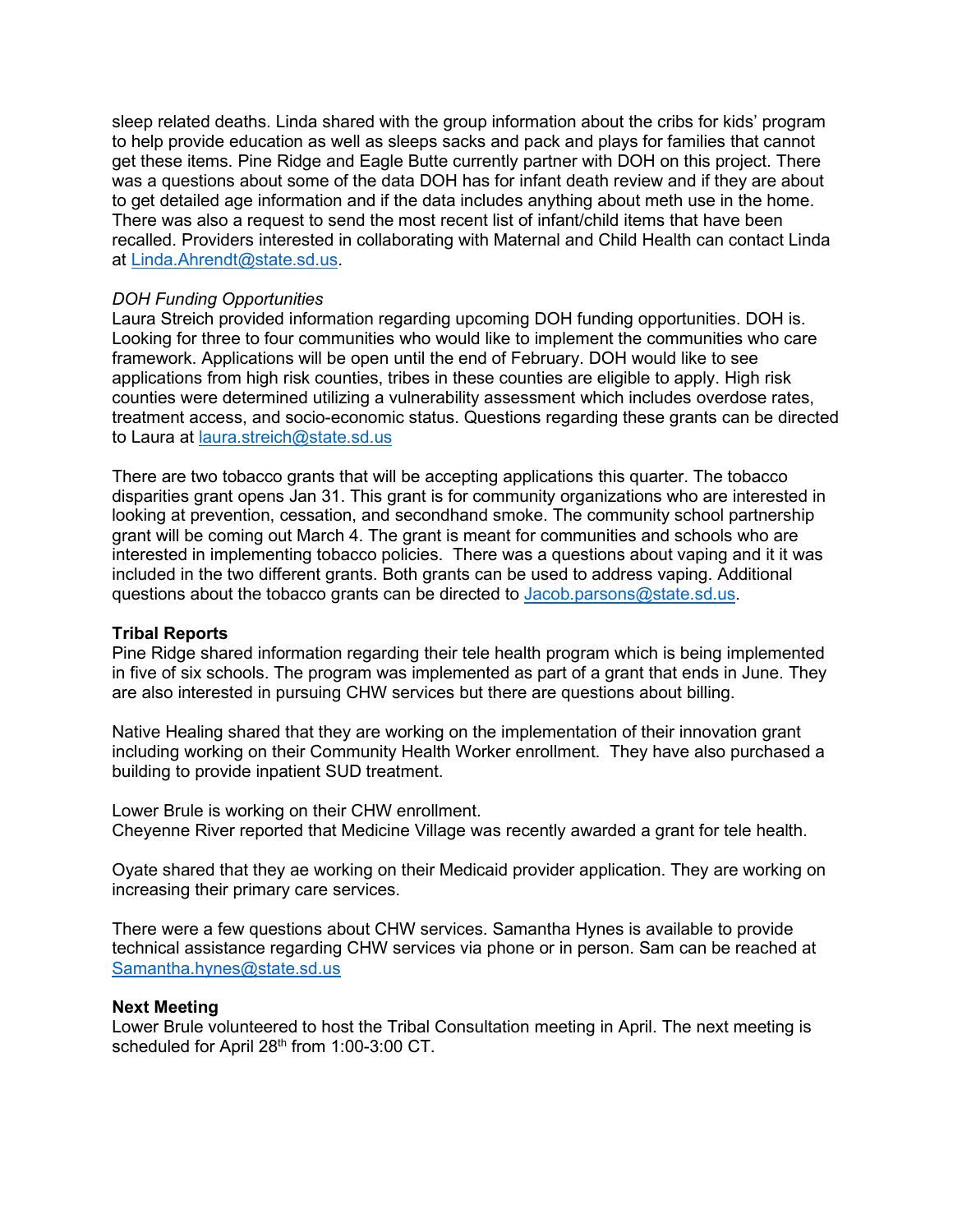sleep related deaths. Linda shared with the group information about the cribs for kids' program to help provide education as well as sleeps sacks and pack and plays for families that cannot get these items. Pine Ridge and Eagle Butte currently partner with DOH on this project. There was a questions about some of the data DOH has for infant death review and if they are about to get detailed age information and if the data includes anything about meth use in the home. There was also a request to send the most recent list of infant/child items that have been recalled. Providers interested in collaborating with Maternal and Child Health can contact Linda at Linda.Ahrendt@state.sd.us.

*DOH Funding Opportunities*
Laura Streich provided information regarding upcoming DOH funding opportunities. DOH is. Looking for three to four communities who would like to implement the communities who care framework. Applications will be open until the end of February. DOH would like to see applications from high risk counties, tribes in these counties are eligible to apply. High risk counties were determined utilizing a vulnerability assessment which includes overdose rates, treatment access, and socio-economic status. Questions regarding these grants can be directed to Laura at laura.streich@state.sd.us

There are two tobacco grants that will be accepting applications this quarter. The tobacco disparities grant opens Jan 31. This grant is for community organizations who are interested in looking at prevention, cessation, and secondhand smoke. The community school partnership grant will be coming out March 4. The grant is meant for communities and schools who are interested in implementing tobacco policies. There was a questions about vaping and it it was included in the two different grants. Both grants can be used to address vaping. Additional questions about the tobacco grants can be directed to Jacob.parsons@state.sd.us.

**Tribal Reports**
Pine Ridge shared information regarding their tele health program which is being implemented in five of six schools. The program was implemented as part of a grant that ends in June. They are also interested in pursuing CHW services but there are questions about billing.

Native Healing shared that they are working on the implementation of their innovation grant including working on their Community Health Worker enrollment. They have also purchased a building to provide inpatient SUD treatment.

Lower Brule is working on their CHW enrollment.
Cheyenne River reported that Medicine Village was recently awarded a grant for tele health.

Oyate shared that they ae working on their Medicaid provider application. They are working on increasing their primary care services.

There were a few questions about CHW services. Samantha Hynes is available to provide technical assistance regarding CHW services via phone or in person. Sam can be reached at Samantha.hynes@state.sd.us

**Next Meeting**
Lower Brule volunteered to host the Tribal Consultation meeting in April. The next meeting is scheduled for April 28th from 1:00-3:00 CT.